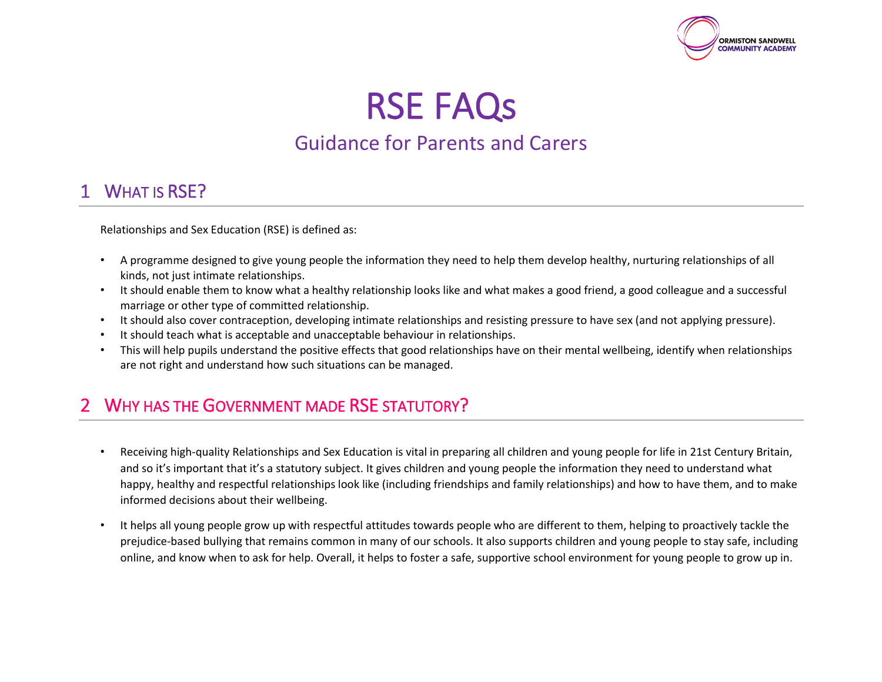# RSE FAQs

## Guidance for Parents and Carers

## 1 What is RSE?

Relationships and Sex Education (RSE) is defined as:

- A programme designed to give young people the information they need to help them develop healthy, nurturing relationships of all kinds, not just intimate relationships.
- It should enable them to know what a healthy relationship looks like and what makes a good friend, a good colleague and a successful marriage or other type of committed relationship.
- It should also cover contraception, developing intimate relationships and resisting pressure to have sex (and not applying pressure).
- It should teach what is acceptable and unacceptable behaviour in relationships.
- This will help pupils understand the positive effects that good relationships have on their mental wellbeing, identify when relationships are not right and understand how such situations can be managed.

## 2 Why has the Government made RSE statutory?

- Receiving high-quality Relationships and Sex Education is vital in preparing all children and young people for life in 21st Century Britain, and so it's important that it's a statutory subject. It gives children and young people the information they need to understand what happy, healthy and respectful relationships look like (including friendships and family relationships) and how to have them, and to make informed decisions about their wellbeing.
- It helps all young people grow up with respectful attitudes towards people who are different to them, helping to proactively tackle the prejudice-based bullying that remains common in many of our schools. It also supports children and young people to stay safe, including online, and know when to ask for help. Overall, it helps to foster a safe, supportive school environment for young people to grow up in.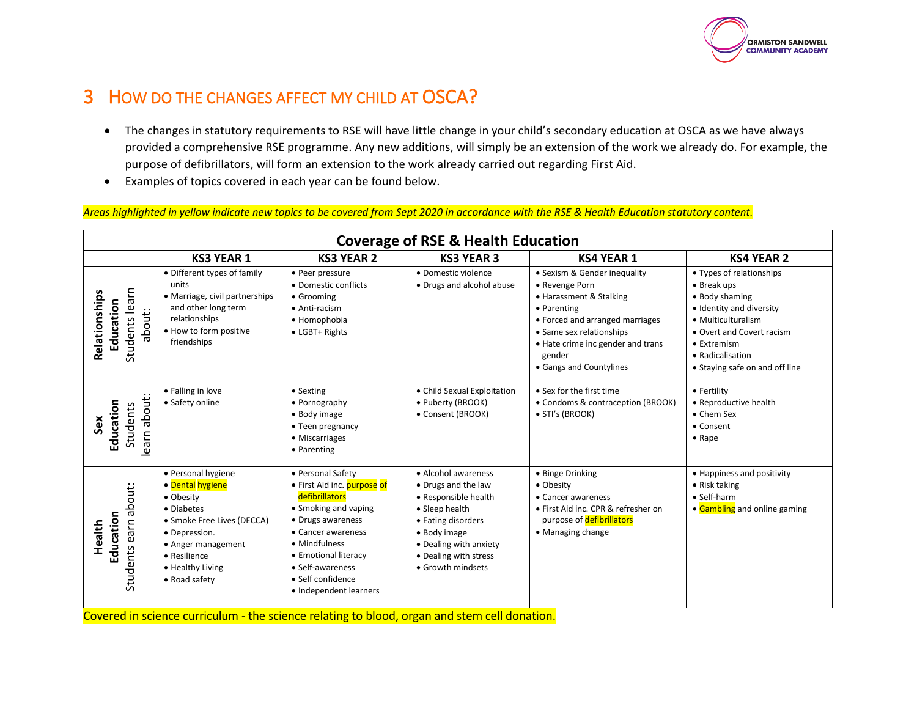## 3 HOW DO THE CHANGES AFFECT MY CHILD AT OSCA?

- The changes in statutory requirements to RSE will have little change in your child's secondary education at OSCA as we have always provided a comprehensive RSE programme. Any new additions, will simply be an extension of the work we already do. For example, the purpose of defibrillators, will form an extension to the work already carried out regarding First Aid.
- Examples of topics covered in each year can be found below.

*Areas highlighted in yellow indicate new topics to be covered from Sept 2020 in accordance with the RSE & Health Education statutory content.*

**Coverage of RSE & Health Education**

| | KS3 YEAR 1 | KS3 YEAR 2 | KS3 YEAR 3 | KS4 YEAR 1 | KS4 YEAR 2 |
|---|---|---|---|---|---|
| **Relationships Education** Students learn about: | • Different types of family units<br>• Marriage, civil partnerships and other long term relationships<br>• How to form positive friendships | • Peer pressure<br>• Domestic conflicts<br>• Grooming<br>• Anti-racism<br>• Homophobia<br>• LGBT+ Rights | • Domestic violence<br>• Drugs and alcohol abuse | • Sexism & Gender inequality<br>• Revenge Porn<br>• Harassment & Stalking<br>• Parenting<br>• Forced and arranged marriages<br>• Same sex relationships<br>• Hate crime inc gender and trans gender<br>• Gangs and Countylines | • Types of relationships<br>• Break ups<br>• Body shaming<br>• Identity and diversity<br>• Multiculturalism<br>• Overt and Covert racism<br>• Extremism<br>• Radicalisation<br>• Staying safe on and off line |
| **Sex Education** Students learn about: | • Falling in love<br>• Safety online | • Sexting<br>• Pornography<br>• Body image<br>• Teen pregnancy<br>• Miscarriages<br>• Parenting | • Child Sexual Exploitation<br>• Puberty (BROOK)<br>• Consent (BROOK) | • Sex for the first time<br>• Condoms & contraception (BROOK)<br>• STI's (BROOK) | • Fertility<br>• Reproductive health<br>• Chem Sex<br>• Consent<br>• Rape |
| **Health Education** Students earn about: | • Personal hygiene<br>• Dental hygiene<br>• Obesity<br>• Diabetes<br>• Smoke Free Lives (DECCA)<br>• Depression.<br>• Anger management<br>• Resilience<br>• Healthy Living<br>• Road safety | • Personal Safety<br>• First Aid inc. purpose of defibrillators<br>• Smoking and vaping<br>• Drugs awareness<br>• Cancer awareness<br>• Mindfulness<br>• Emotional literacy<br>• Self-awareness<br>• Self confidence<br>• Independent learners | • Alcohol awareness<br>• Drugs and the law<br>• Responsible health<br>• Sleep health<br>• Eating disorders<br>• Body image<br>• Dealing with anxiety<br>• Dealing with stress<br>• Growth mindsets | • Binge Drinking<br>• Obesity<br>• Cancer awareness<br>• First Aid inc. CPR & refresher on purpose of defibrillators<br>• Managing change | • Happiness and positivity<br>• Risk taking<br>• Self-harm<br>• Gambling and online gaming |

Covered in science curriculum - the science relating to blood, organ and stem cell donation.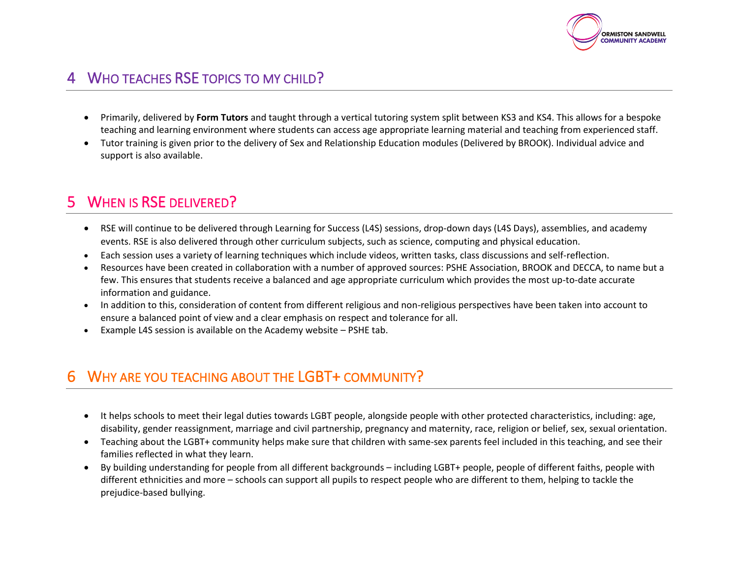## 4 WHO TEACHES RSE TOPICS TO MY CHILD?

- Primarily, delivered by **Form Tutors** and taught through a vertical tutoring system split between KS3 and KS4. This allows for a bespoke teaching and learning environment where students can access age appropriate learning material and teaching from experienced staff.
- Tutor training is given prior to the delivery of Sex and Relationship Education modules (Delivered by BROOK). Individual advice and support is also available.

## 5 WHEN IS RSE DELIVERED?

- RSE will continue to be delivered through Learning for Success (L4S) sessions, drop-down days (L4S Days), assemblies, and academy events. RSE is also delivered through other curriculum subjects, such as science, computing and physical education.
- Each session uses a variety of learning techniques which include videos, written tasks, class discussions and self-reflection.
- Resources have been created in collaboration with a number of approved sources: PSHE Association, BROOK and DECCA, to name but a few. This ensures that students receive a balanced and age appropriate curriculum which provides the most up-to-date accurate information and guidance.
- In addition to this, consideration of content from different religious and non-religious perspectives have been taken into account to ensure a balanced point of view and a clear emphasis on respect and tolerance for all.
- Example L4S session is available on the Academy website – PSHE tab.

## 6 WHY ARE YOU TEACHING ABOUT THE LGBT+ COMMUNITY?

- It helps schools to meet their legal duties towards LGBT people, alongside people with other protected characteristics, including: age, disability, gender reassignment, marriage and civil partnership, pregnancy and maternity, race, religion or belief, sex, sexual orientation.
- Teaching about the LGBT+ community helps make sure that children with same-sex parents feel included in this teaching, and see their families reflected in what they learn.
- By building understanding for people from all different backgrounds – including LGBT+ people, people of different faiths, people with different ethnicities and more – schools can support all pupils to respect people who are different to them, helping to tackle the prejudice-based bullying.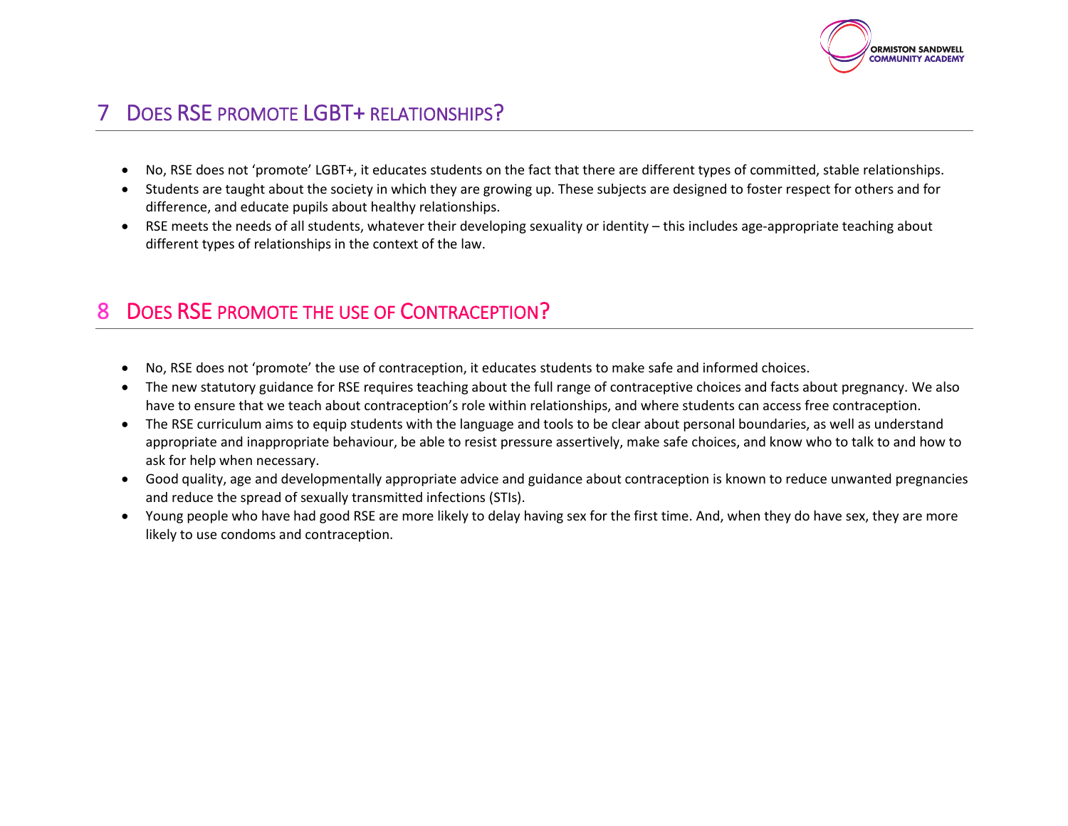## 7 Does RSE promote LGBT+ relationships?

- No, RSE does not 'promote' LGBT+, it educates students on the fact that there are different types of committed, stable relationships.
- Students are taught about the society in which they are growing up. These subjects are designed to foster respect for others and for difference, and educate pupils about healthy relationships.
- RSE meets the needs of all students, whatever their developing sexuality or identity – this includes age-appropriate teaching about different types of relationships in the context of the law.

## 8 Does RSE promote the use of Contraception?

- No, RSE does not 'promote' the use of contraception, it educates students to make safe and informed choices.
- The new statutory guidance for RSE requires teaching about the full range of contraceptive choices and facts about pregnancy. We also have to ensure that we teach about contraception's role within relationships, and where students can access free contraception.
- The RSE curriculum aims to equip students with the language and tools to be clear about personal boundaries, as well as understand appropriate and inappropriate behaviour, be able to resist pressure assertively, make safe choices, and know who to talk to and how to ask for help when necessary.
- Good quality, age and developmentally appropriate advice and guidance about contraception is known to reduce unwanted pregnancies and reduce the spread of sexually transmitted infections (STIs).
- Young people who have had good RSE are more likely to delay having sex for the first time. And, when they do have sex, they are more likely to use condoms and contraception.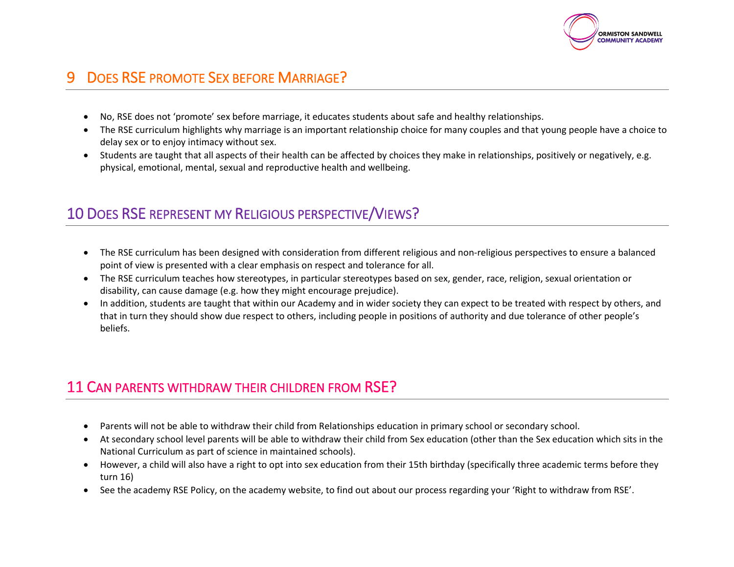## 9 Does RSE promote Sex before Marriage?

- No, RSE does not 'promote' sex before marriage, it educates students about safe and healthy relationships.
- The RSE curriculum highlights why marriage is an important relationship choice for many couples and that young people have a choice to delay sex or to enjoy intimacy without sex.
- Students are taught that all aspects of their health can be affected by choices they make in relationships, positively or negatively, e.g. physical, emotional, mental, sexual and reproductive health and wellbeing.

## 10 Does RSE represent my Religious perspective/Views?

- The RSE curriculum has been designed with consideration from different religious and non-religious perspectives to ensure a balanced point of view is presented with a clear emphasis on respect and tolerance for all.
- The RSE curriculum teaches how stereotypes, in particular stereotypes based on sex, gender, race, religion, sexual orientation or disability, can cause damage (e.g. how they might encourage prejudice).
- In addition, students are taught that within our Academy and in wider society they can expect to be treated with respect by others, and that in turn they should show due respect to others, including people in positions of authority and due tolerance of other people's beliefs.

## 11 Can parents withdraw their children from RSE?

- Parents will not be able to withdraw their child from Relationships education in primary school or secondary school.
- At secondary school level parents will be able to withdraw their child from Sex education (other than the Sex education which sits in the National Curriculum as part of science in maintained schools).
- However, a child will also have a right to opt into sex education from their 15th birthday (specifically three academic terms before they turn 16)
- See the academy RSE Policy, on the academy website, to find out about our process regarding your 'Right to withdraw from RSE'.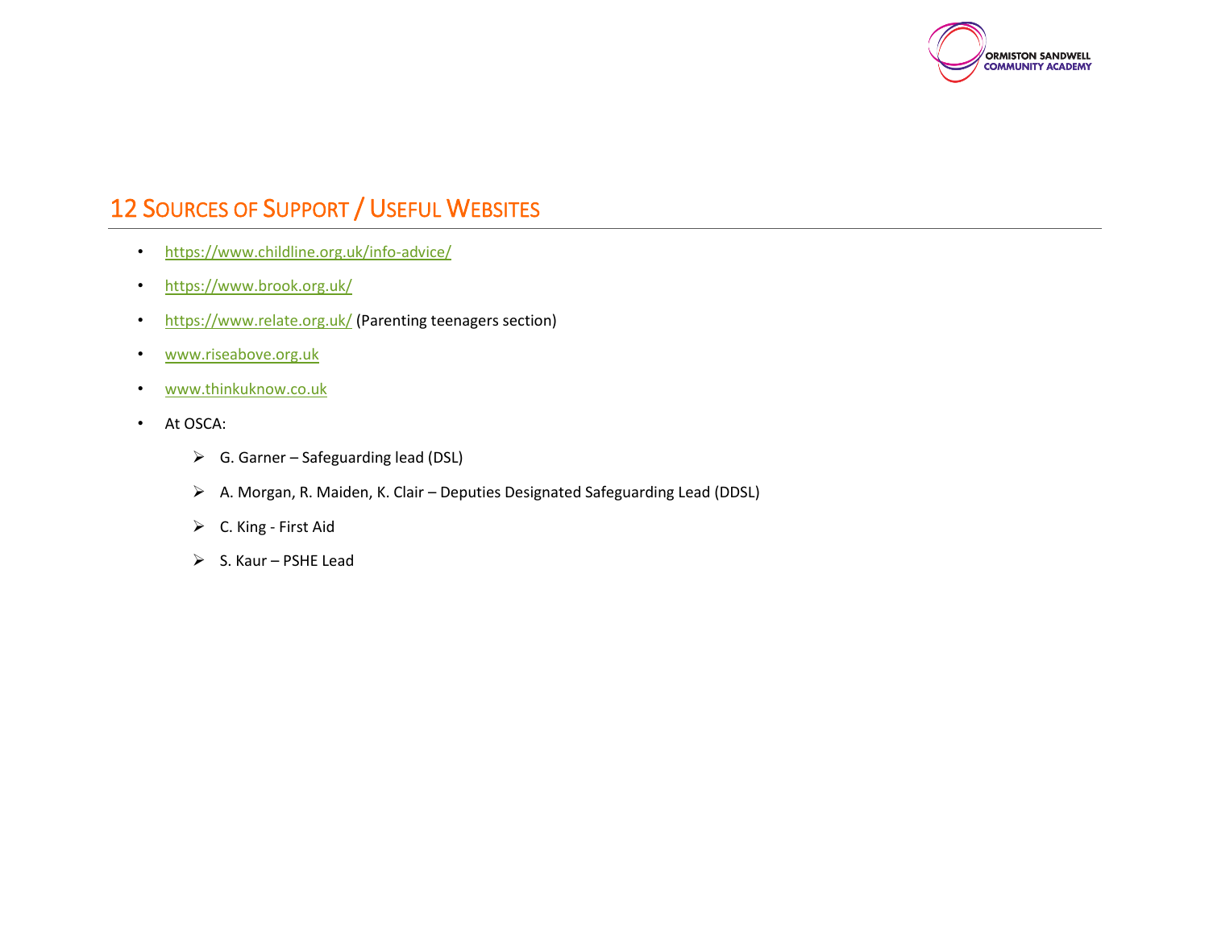## 12 Sources of Support / Useful Websites

- https://www.childline.org.uk/info-advice/
- https://www.brook.org.uk/
- https://www.relate.org.uk/ (Parenting teenagers section)
- www.riseabove.org.uk
- www.thinkuknow.co.uk
- At OSCA:
  - G. Garner – Safeguarding lead (DSL)
  - A. Morgan, R. Maiden, K. Clair – Deputies Designated Safeguarding Lead (DDSL)
  - C. King - First Aid
  - S. Kaur – PSHE Lead